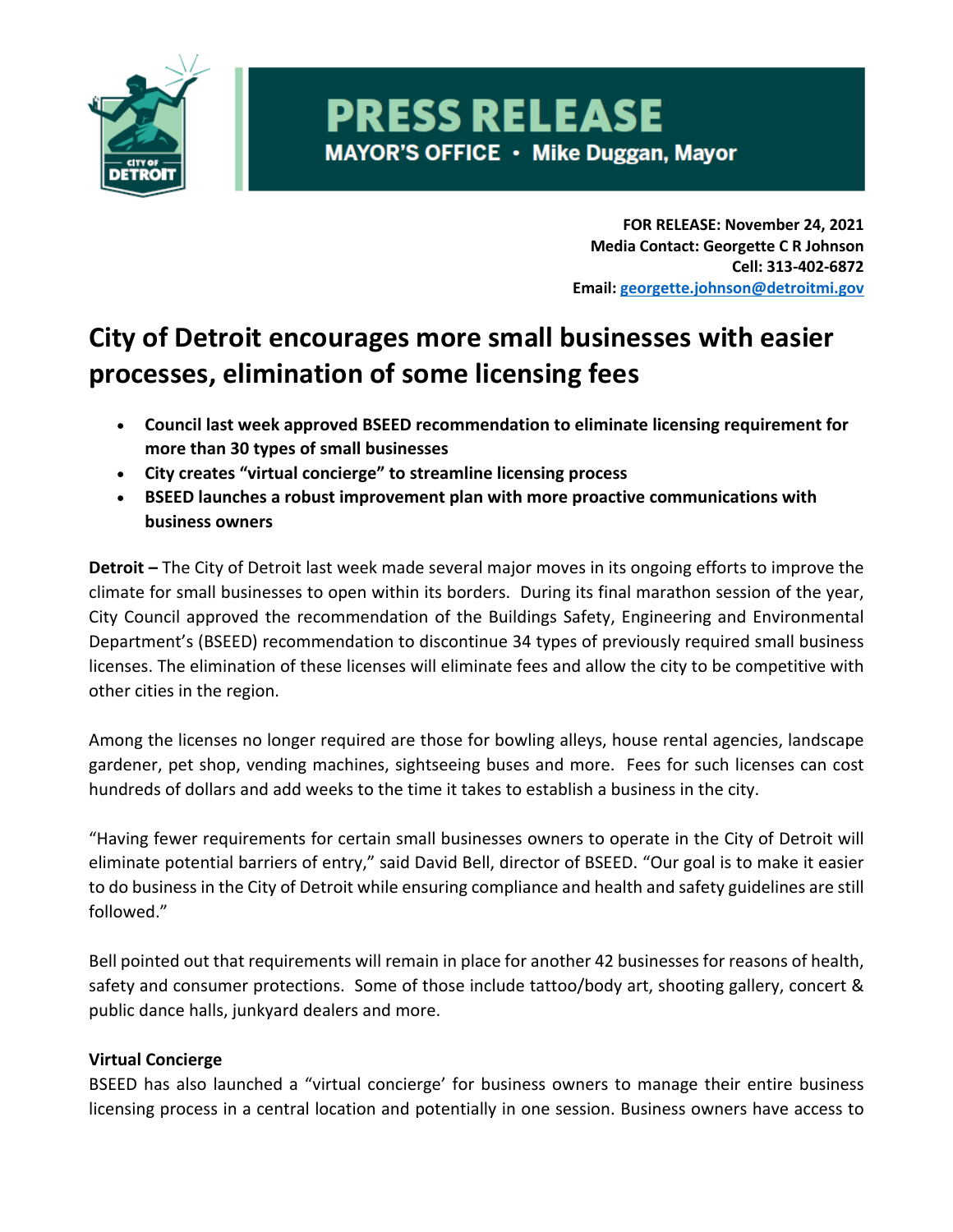# PRESS RELEASE

**MAYOR'S OFFICE • Mike Duggan, Mayor**

**FOR RELEASE: November 24, 2021**
**Media Contact: Georgette C R Johnson**
**Cell: 313-402-6872**
**Email: georgette.johnson@detroitmi.gov**

## City of Detroit encourages more small businesses with easier processes, elimination of some licensing fees

- **Council last week approved BSEED recommendation to eliminate licensing requirement for more than 30 types of small businesses**
- **City creates "virtual concierge" to streamline licensing process**
- **BSEED launches a robust improvement plan with more proactive communications with business owners**

**Detroit –** The City of Detroit last week made several major moves in its ongoing efforts to improve the climate for small businesses to open within its borders. During its final marathon session of the year, City Council approved the recommendation of the Buildings Safety, Engineering and Environmental Department's (BSEED) recommendation to discontinue 34 types of previously required small business licenses. The elimination of these licenses will eliminate fees and allow the city to be competitive with other cities in the region.

Among the licenses no longer required are those for bowling alleys, house rental agencies, landscape gardener, pet shop, vending machines, sightseeing buses and more. Fees for such licenses can cost hundreds of dollars and add weeks to the time it takes to establish a business in the city.

"Having fewer requirements for certain small businesses owners to operate in the City of Detroit will eliminate potential barriers of entry," said David Bell, director of BSEED. "Our goal is to make it easier to do business in the City of Detroit while ensuring compliance and health and safety guidelines are still followed."

Bell pointed out that requirements will remain in place for another 42 businesses for reasons of health, safety and consumer protections. Some of those include tattoo/body art, shooting gallery, concert & public dance halls, junkyard dealers and more.

**Virtual Concierge**

BSEED has also launched a "virtual concierge' for business owners to manage their entire business licensing process in a central location and potentially in one session. Business owners have access to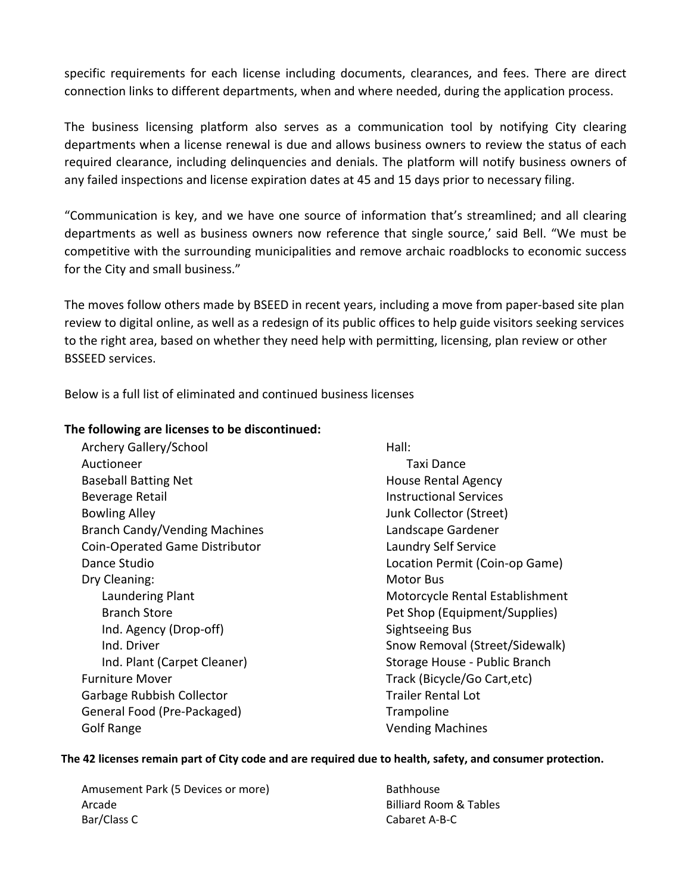specific requirements for each license including documents, clearances, and fees. There are direct connection links to different departments, when and where needed, during the application process.

The business licensing platform also serves as a communication tool by notifying City clearing departments when a license renewal is due and allows business owners to review the status of each required clearance, including delinquencies and denials. The platform will notify business owners of any failed inspections and license expiration dates at 45 and 15 days prior to necessary filing.

"Communication is key, and we have one source of information that's streamlined; and all clearing departments as well as business owners now reference that single source,' said Bell. "We must be competitive with the surrounding municipalities and remove archaic roadblocks to economic success for the City and small business."

The moves follow others made by BSEED in recent years, including a move from paper-based site plan review to digital online, as well as a redesign of its public offices to help guide visitors seeking services to the right area, based on whether they need help with permitting, licensing, plan review or other BSSEED services.

Below is a full list of eliminated and continued business licenses

**The following are licenses to be discontinued:**

- Archery Gallery/School
- Auctioneer
- Baseball Batting Net
- Beverage Retail
- Bowling Alley
- Branch Candy/Vending Machines
- Coin-Operated Game Distributor
- Dance Studio
- Dry Cleaning:
  - Laundering Plant
  - Branch Store
  - Ind. Agency (Drop-off)
  - Ind. Driver
  - Ind. Plant (Carpet Cleaner)
- Furniture Mover
- Garbage Rubbish Collector
- General Food (Pre-Packaged)
- Golf Range
- Hall:
  - Taxi Dance
- House Rental Agency
- Instructional Services
- Junk Collector (Street)
- Landscape Gardener
- Laundry Self Service
- Location Permit (Coin-op Game)
- Motor Bus
- Motorcycle Rental Establishment
- Pet Shop (Equipment/Supplies)
- Sightseeing Bus
- Snow Removal (Street/Sidewalk)
- Storage House - Public Branch
- Track (Bicycle/Go Cart,etc)
- Trailer Rental Lot
- Trampoline
- Vending Machines

**The 42 licenses remain part of City code and are required due to health, safety, and consumer protection.**

- Amusement Park (5 Devices or more)
- Arcade
- Bar/Class C
- Bathhouse
- Billiard Room & Tables
- Cabaret A-B-C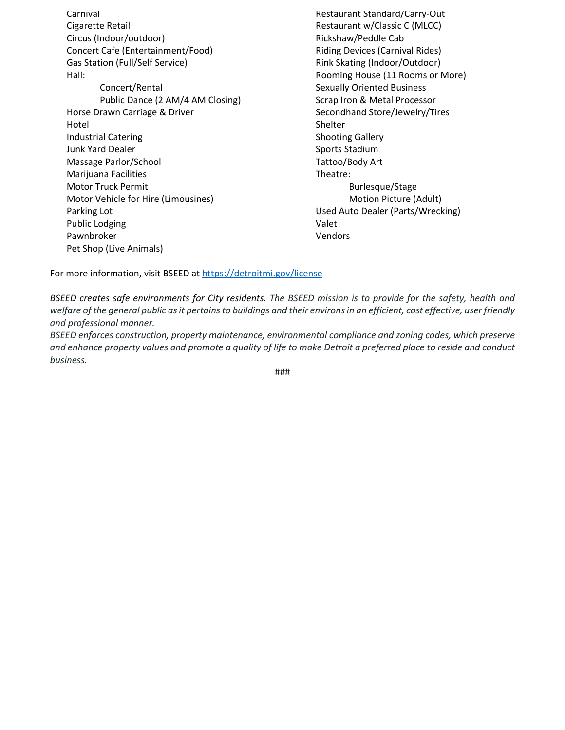- Carnival
- Cigarette Retail
- Circus (Indoor/outdoor)
- Concert Cafe (Entertainment/Food)
- Gas Station (Full/Self Service)
- Hall:
  - Concert/Rental
  - Public Dance (2 AM/4 AM Closing)
- Horse Drawn Carriage & Driver
- Hotel
- Industrial Catering
- Junk Yard Dealer
- Massage Parlor/School
- Marijuana Facilities
- Motor Truck Permit
- Motor Vehicle for Hire (Limousines)
- Parking Lot
- Public Lodging
- Pawnbroker
- Pet Shop (Live Animals)
- Restaurant Standard/Carry-Out
- Restaurant w/Classic C (MLCC)
- Rickshaw/Peddle Cab
- Riding Devices (Carnival Rides)
- Rink Skating (Indoor/Outdoor)
- Rooming House (11 Rooms or More)
- Sexually Oriented Business
- Scrap Iron & Metal Processor
- Secondhand Store/Jewelry/Tires
- Shelter
- Shooting Gallery
- Sports Stadium
- Tattoo/Body Art
- Theatre:
  - Burlesque/Stage
  - Motion Picture (Adult)
- Used Auto Dealer (Parts/Wrecking)
- Valet
- Vendors

For more information, visit BSEED at https://detroitmi.gov/license

***BSEED creates safe environments for City residents.*** *The BSEED mission is to provide for the safety, health and welfare of the general public as it pertains to buildings and their environs in an efficient, cost effective, user friendly and professional manner.*

*BSEED enforces construction, property maintenance, environmental compliance and zoning codes, which preserve and enhance property values and promote a quality of life to make Detroit a preferred place to reside and conduct business.*

###